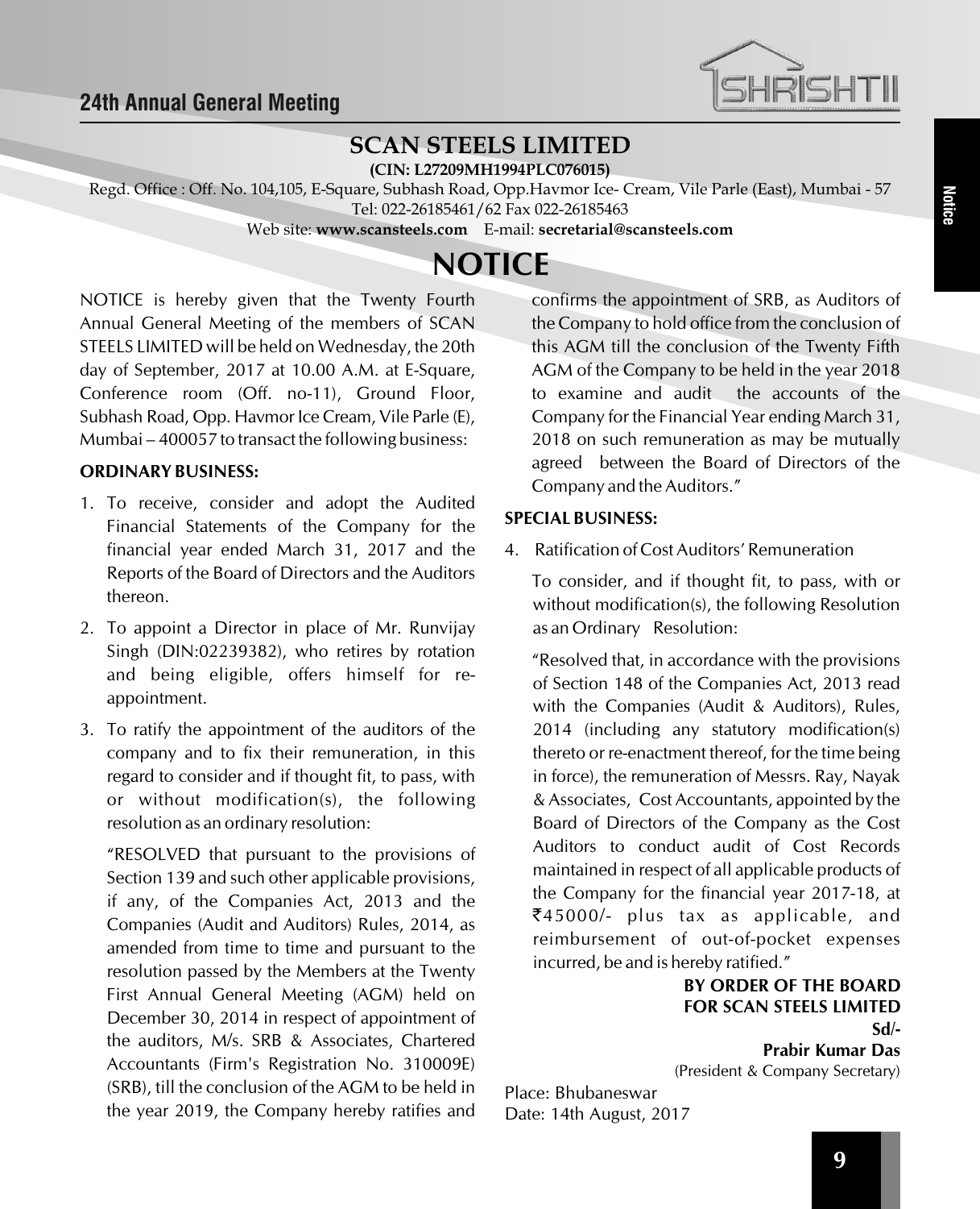# SCAN STEELS LIMITED

**(CIN: L27209MH1994PLC076015)**

Regd. Office : Off. No. 104,105, E-Square, Subhash Road, Opp.Havmor Ice- Cream, Vile Parle (East), Mumbai - 57
Tel: 022-26185461/62 Fax 022-26185463
Web site: **www.scansteels.com** E-mail: **secretarial@scansteels.com**

# NOTICE

NOTICE is hereby given that the Twenty Fourth Annual General Meeting of the members of SCAN STEELS LIMITED will be held on Wednesday, the 20th day of September, 2017 at 10.00 A.M. at E-Square, Conference room (Off. no-11), Ground Floor, Subhash Road, Opp. Havmor Ice Cream, Vile Parle (E), Mumbai – 400057 to transact the following business:

**ORDINARY BUSINESS:**

1. To receive, consider and adopt the Audited Financial Statements of the Company for the financial year ended March 31, 2017 and the Reports of the Board of Directors and the Auditors thereon.

2. To appoint a Director in place of Mr. Runvijay Singh (DIN:02239382), who retires by rotation and being eligible, offers himself for re-appointment.

3. To ratify the appointment of the auditors of the company and to fix their remuneration, in this regard to consider and if thought fit, to pass, with or without modification(s), the following resolution as an ordinary resolution:

   "RESOLVED that pursuant to the provisions of Section 139 and such other applicable provisions, if any, of the Companies Act, 2013 and the Companies (Audit and Auditors) Rules, 2014, as amended from time to time and pursuant to the resolution passed by the Members at the Twenty First Annual General Meeting (AGM) held on December 30, 2014 in respect of appointment of the auditors, M/s. SRB & Associates, Chartered Accountants (Firm's Registration No. 310009E) (SRB), till the conclusion of the AGM to be held in the year 2019, the Company hereby ratifies and confirms the appointment of SRB, as Auditors of the Company to hold office from the conclusion of this AGM till the conclusion of the Twenty Fifth AGM of the Company to be held in the year 2018 to examine and audit the accounts of the Company for the Financial Year ending March 31, 2018 on such remuneration as may be mutually agreed between the Board of Directors of the Company and the Auditors."

**SPECIAL BUSINESS:**

4. Ratification of Cost Auditors' Remuneration

   To consider, and if thought fit, to pass, with or without modification(s), the following Resolution as an Ordinary Resolution:

   "Resolved that, in accordance with the provisions of Section 148 of the Companies Act, 2013 read with the Companies (Audit & Auditors), Rules, 2014 (including any statutory modification(s) thereto or re-enactment thereof, for the time being in force), the remuneration of Messrs. Ray, Nayak & Associates, Cost Accountants, appointed by the Board of Directors of the Company as the Cost Auditors to conduct audit of Cost Records maintained in respect of all applicable products of the Company for the financial year 2017-18, at ₹45000/- plus tax as applicable, and reimbursement of out-of-pocket expenses incurred, be and is hereby ratified."

**BY ORDER OF THE BOARD**
**FOR SCAN STEELS LIMITED**
**Sd/-**
**Prabir Kumar Das**
(President & Company Secretary)

Place: Bhubaneswar
Date: 14th August, 2017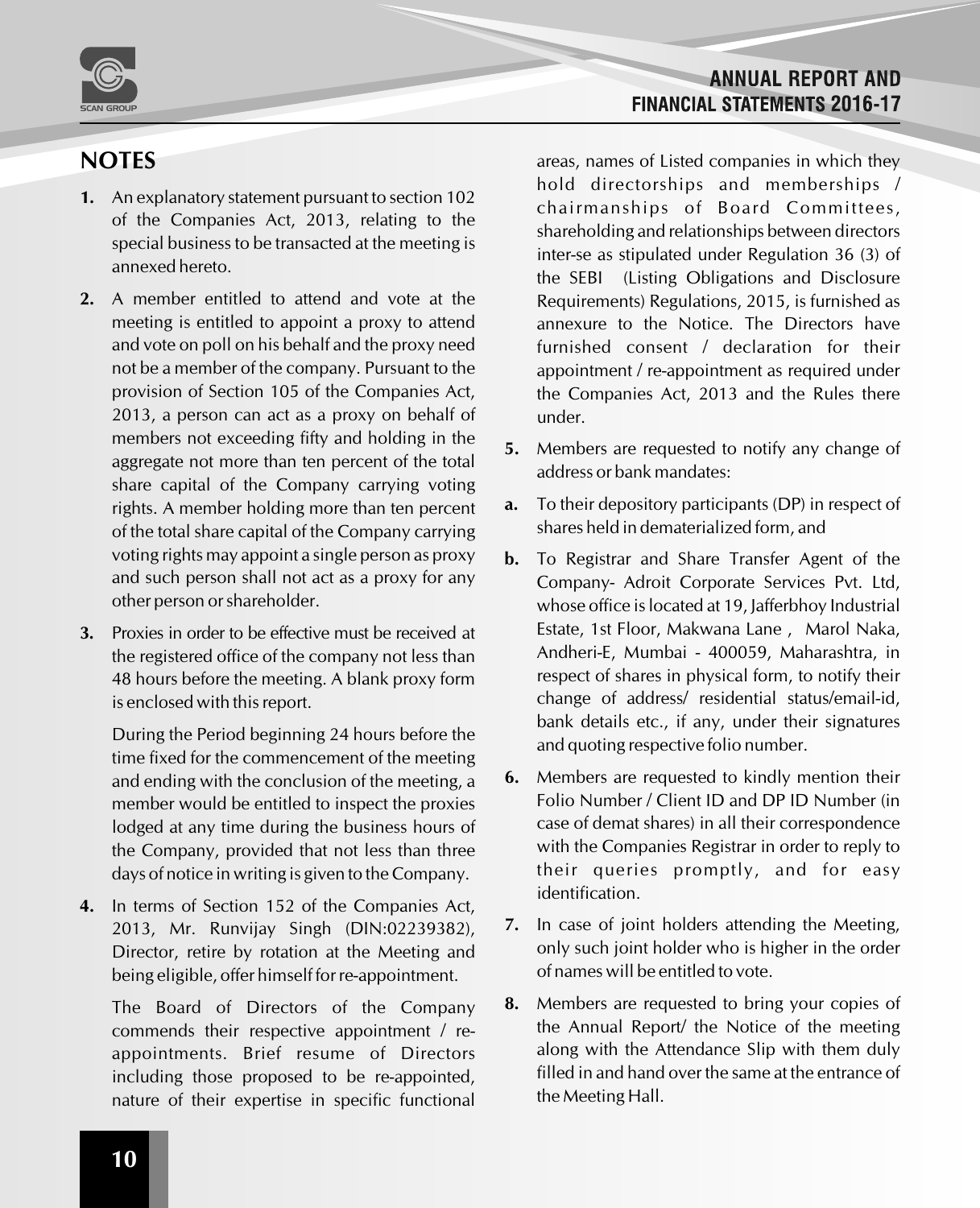# NOTES

1. An explanatory statement pursuant to section 102 of the Companies Act, 2013, relating to the special business to be transacted at the meeting is annexed hereto.

2. A member entitled to attend and vote at the meeting is entitled to appoint a proxy to attend and vote on poll on his behalf and the proxy need not be a member of the company. Pursuant to the provision of Section 105 of the Companies Act, 2013, a person can act as a proxy on behalf of members not exceeding fifty and holding in the aggregate not more than ten percent of the total share capital of the Company carrying voting rights. A member holding more than ten percent of the total share capital of the Company carrying voting rights may appoint a single person as proxy and such person shall not act as a proxy for any other person or shareholder.

3. Proxies in order to be effective must be received at the registered office of the company not less than 48 hours before the meeting. A blank proxy form is enclosed with this report.

   During the Period beginning 24 hours before the time fixed for the commencement of the meeting and ending with the conclusion of the meeting, a member would be entitled to inspect the proxies lodged at any time during the business hours of the Company, provided that not less than three days of notice in writing is given to the Company.

4. In terms of Section 152 of the Companies Act, 2013, Mr. Runvijay Singh (DIN:02239382), Director, retire by rotation at the Meeting and being eligible, offer himself for re-appointment.

   The Board of Directors of the Company commends their respective appointment / re-appointments. Brief resume of Directors including those proposed to be re-appointed, nature of their expertise in specific functional areas, names of Listed companies in which they hold directorships and memberships / chairmanships of Board Committees, shareholding and relationships between directors inter-se as stipulated under Regulation 36 (3) of the SEBI (Listing Obligations and Disclosure Requirements) Regulations, 2015, is furnished as annexure to the Notice. The Directors have furnished consent / declaration for their appointment / re-appointment as required under the Companies Act, 2013 and the Rules there under.

5. Members are requested to notify any change of address or bank mandates:

   **a.** To their depository participants (DP) in respect of shares held in dematerialized form, and

   **b.** To Registrar and Share Transfer Agent of the Company- Adroit Corporate Services Pvt. Ltd, whose office is located at 19, Jafferbhoy Industrial Estate, 1st Floor, Makwana Lane , Marol Naka, Andheri-E, Mumbai - 400059, Maharashtra, in respect of shares in physical form, to notify their change of address/ residential status/email-id, bank details etc., if any, under their signatures and quoting respective folio number.

6. Members are requested to kindly mention their Folio Number / Client ID and DP ID Number (in case of demat shares) in all their correspondence with the Companies Registrar in order to reply to their queries promptly, and for easy identification.

7. In case of joint holders attending the Meeting, only such joint holder who is higher in the order of names will be entitled to vote.

8. Members are requested to bring your copies of the Annual Report/ the Notice of the meeting along with the Attendance Slip with them duly filled in and hand over the same at the entrance of the Meeting Hall.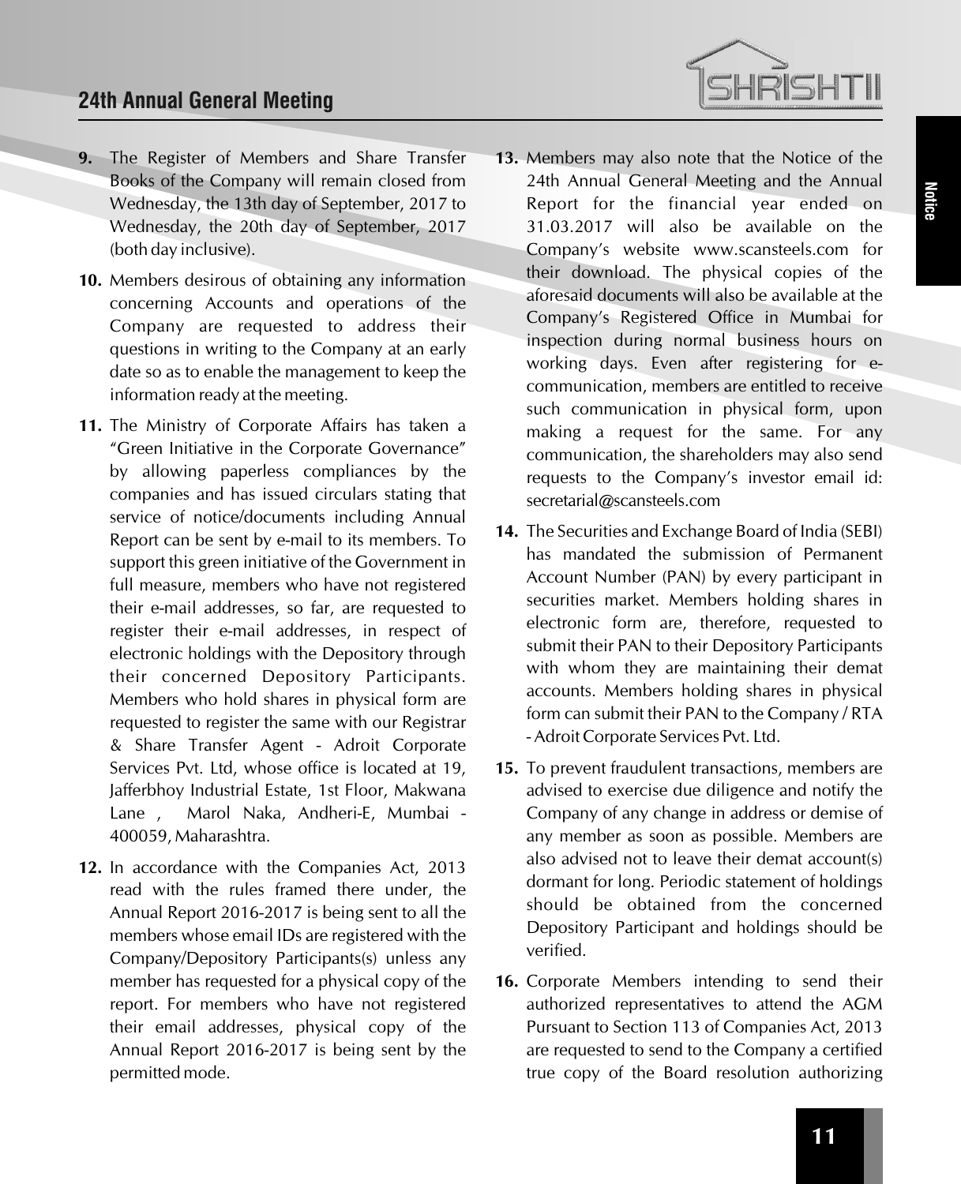9. The Register of Members and Share Transfer Books of the Company will remain closed from Wednesday, the 13th day of September, 2017 to Wednesday, the 20th day of September, 2017 (both day inclusive).

10. Members desirous of obtaining any information concerning Accounts and operations of the Company are requested to address their questions in writing to the Company at an early date so as to enable the management to keep the information ready at the meeting.

11. The Ministry of Corporate Affairs has taken a "Green Initiative in the Corporate Governance" by allowing paperless compliances by the companies and has issued circulars stating that service of notice/documents including Annual Report can be sent by e-mail to its members. To support this green initiative of the Government in full measure, members who have not registered their e-mail addresses, so far, are requested to register their e-mail addresses, in respect of electronic holdings with the Depository through their concerned Depository Participants. Members who hold shares in physical form are requested to register the same with our Registrar & Share Transfer Agent - Adroit Corporate Services Pvt. Ltd, whose office is located at 19, Jafferbhoy Industrial Estate, 1st Floor, Makwana Lane , Marol Naka, Andheri-E, Mumbai - 400059, Maharashtra.

12. In accordance with the Companies Act, 2013 read with the rules framed there under, the Annual Report 2016-2017 is being sent to all the members whose email IDs are registered with the Company/Depository Participants(s) unless any member has requested for a physical copy of the report. For members who have not registered their email addresses, physical copy of the Annual Report 2016-2017 is being sent by the permitted mode.

13. Members may also note that the Notice of the 24th Annual General Meeting and the Annual Report for the financial year ended on 31.03.2017 will also be available on the Company's website www.scansteels.com for their download. The physical copies of the aforesaid documents will also be available at the Company's Registered Office in Mumbai for inspection during normal business hours on working days. Even after registering for e-communication, members are entitled to receive such communication in physical form, upon making a request for the same. For any communication, the shareholders may also send requests to the Company's investor email id: secretarial@scansteels.com

14. The Securities and Exchange Board of India (SEBI) has mandated the submission of Permanent Account Number (PAN) by every participant in securities market. Members holding shares in electronic form are, therefore, requested to submit their PAN to their Depository Participants with whom they are maintaining their demat accounts. Members holding shares in physical form can submit their PAN to the Company / RTA - Adroit Corporate Services Pvt. Ltd.

15. To prevent fraudulent transactions, members are advised to exercise due diligence and notify the Company of any change in address or demise of any member as soon as possible. Members are also advised not to leave their demat account(s) dormant for long. Periodic statement of holdings should be obtained from the concerned Depository Participant and holdings should be verified.

16. Corporate Members intending to send their authorized representatives to attend the AGM Pursuant to Section 113 of Companies Act, 2013 are requested to send to the Company a certified true copy of the Board resolution authorizing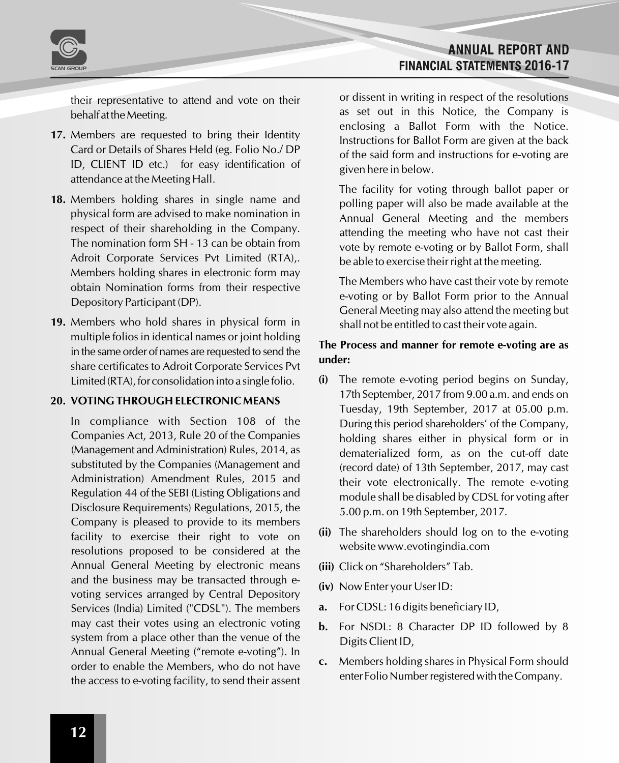their representative to attend and vote on their behalf at the Meeting.

**17.** Members are requested to bring their Identity Card or Details of Shares Held (eg. Folio No./ DP ID, CLIENT ID etc.) for easy identification of attendance at the Meeting Hall.

**18.** Members holding shares in single name and physical form are advised to make nomination in respect of their shareholding in the Company. The nomination form SH - 13 can be obtain from Adroit Corporate Services Pvt Limited (RTA),. Members holding shares in electronic form may obtain Nomination forms from their respective Depository Participant (DP).

**19.** Members who hold shares in physical form in multiple folios in identical names or joint holding in the same order of names are requested to send the share certificates to Adroit Corporate Services Pvt Limited (RTA), for consolidation into a single folio.

**20. VOTING THROUGH ELECTRONIC MEANS**

In compliance with Section 108 of the Companies Act, 2013, Rule 20 of the Companies (Management and Administration) Rules, 2014, as substituted by the Companies (Management and Administration) Amendment Rules, 2015 and Regulation 44 of the SEBI (Listing Obligations and Disclosure Requirements) Regulations, 2015, the Company is pleased to provide to its members facility to exercise their right to vote on resolutions proposed to be considered at the Annual General Meeting by electronic means and the business may be transacted through e-voting services arranged by Central Depository Services (India) Limited ("CDSL"). The members may cast their votes using an electronic voting system from a place other than the venue of the Annual General Meeting ("remote e-voting"). In order to enable the Members, who do not have the access to e-voting facility, to send their assent or dissent in writing in respect of the resolutions as set out in this Notice, the Company is enclosing a Ballot Form with the Notice. Instructions for Ballot Form are given at the back of the said form and instructions for e-voting are given here in below.

The facility for voting through ballot paper or polling paper will also be made available at the Annual General Meeting and the members attending the meeting who have not cast their vote by remote e-voting or by Ballot Form, shall be able to exercise their right at the meeting.

The Members who have cast their vote by remote e-voting or by Ballot Form prior to the Annual General Meeting may also attend the meeting but shall not be entitled to cast their vote again.

**The Process and manner for remote e-voting are as under:**

**(i)** The remote e-voting period begins on Sunday, 17th September, 2017 from 9.00 a.m. and ends on Tuesday, 19th September, 2017 at 05.00 p.m. During this period shareholders' of the Company, holding shares either in physical form or in dematerialized form, as on the cut-off date (record date) of 13th September, 2017, may cast their vote electronically. The remote e-voting module shall be disabled by CDSL for voting after 5.00 p.m. on 19th September, 2017.

**(ii)** The shareholders should log on to the e-voting website www.evotingindia.com

**(iii)** Click on "Shareholders" Tab.

**(iv)** Now Enter your User ID:

**a.** For CDSL: 16 digits beneficiary ID,

**b.** For NSDL: 8 Character DP ID followed by 8 Digits Client ID,

**c.** Members holding shares in Physical Form should enter Folio Number registered with the Company.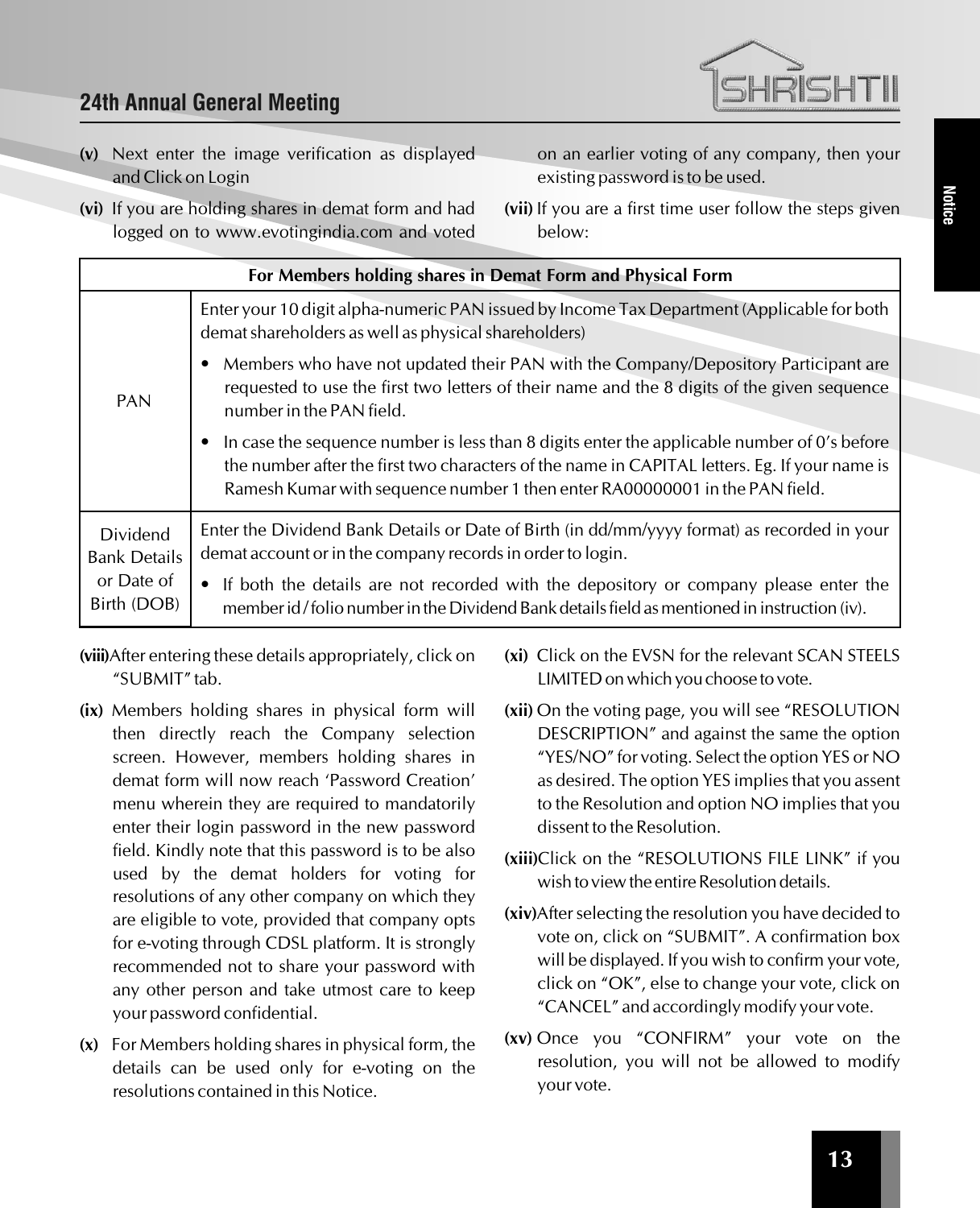**(v)** Next enter the image verification as displayed and Click on Login

**(vi)** If you are holding shares in demat form and had logged on to www.evotingindia.com and voted on an earlier voting of any company, then your existing password is to be used.

**(vii)** If you are a first time user follow the steps given below:

| For Members holding shares in Demat Form and Physical Form | |
|---|---|
| PAN | Enter your 10 digit alpha-numeric PAN issued by Income Tax Department (Applicable for both demat shareholders as well as physical shareholders)<br>• Members who have not updated their PAN with the Company/Depository Participant are requested to use the first two letters of their name and the 8 digits of the given sequence number in the PAN field.<br>• In case the sequence number is less than 8 digits enter the applicable number of 0's before the number after the first two characters of the name in CAPITAL letters. Eg. If your name is Ramesh Kumar with sequence number 1 then enter RA00000001 in the PAN field. |
| Dividend Bank Details or Date of Birth (DOB) | Enter the Dividend Bank Details or Date of Birth (in dd/mm/yyyy format) as recorded in your demat account or in the company records in order to login.<br>• If both the details are not recorded with the depository or company please enter the member id / folio number in the Dividend Bank details field as mentioned in instruction (iv). |

**(viii)** After entering these details appropriately, click on "SUBMIT" tab.

**(ix)** Members holding shares in physical form will then directly reach the Company selection screen. However, members holding shares in demat form will now reach 'Password Creation' menu wherein they are required to mandatorily enter their login password in the new password field. Kindly note that this password is to be also used by the demat holders for voting for resolutions of any other company on which they are eligible to vote, provided that company opts for e-voting through CDSL platform. It is strongly recommended not to share your password with any other person and take utmost care to keep your password confidential.

**(x)** For Members holding shares in physical form, the details can be used only for e-voting on the resolutions contained in this Notice.

**(xi)** Click on the EVSN for the relevant SCAN STEELS LIMITED on which you choose to vote.

**(xii)** On the voting page, you will see "RESOLUTION DESCRIPTION" and against the same the option "YES/NO" for voting. Select the option YES or NO as desired. The option YES implies that you assent to the Resolution and option NO implies that you dissent to the Resolution.

**(xiii)** Click on the "RESOLUTIONS FILE LINK" if you wish to view the entire Resolution details.

**(xiv)** After selecting the resolution you have decided to vote on, click on "SUBMIT". A confirmation box will be displayed. If you wish to confirm your vote, click on "OK", else to change your vote, click on "CANCEL" and accordingly modify your vote.

**(xv)** Once you "CONFIRM" your vote on the resolution, you will not be allowed to modify your vote.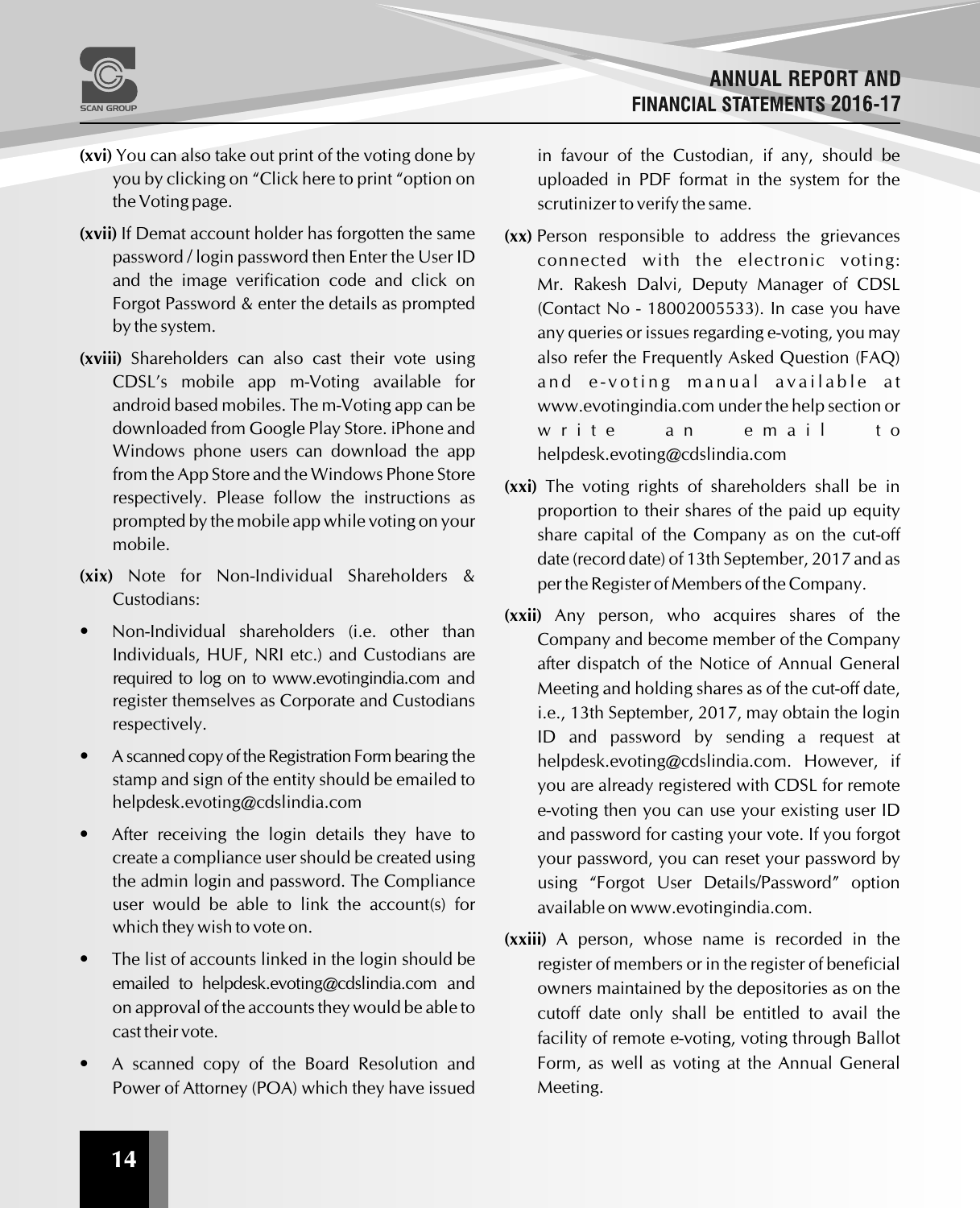**(xvi)** You can also take out print of the voting done by you by clicking on "Click here to print "option on the Voting page.

**(xvii)** If Demat account holder has forgotten the same password / login password then Enter the User ID and the image verification code and click on Forgot Password & enter the details as prompted by the system.

**(xviii)** Shareholders can also cast their vote using CDSL's mobile app m-Voting available for android based mobiles. The m-Voting app can be downloaded from Google Play Store. iPhone and Windows phone users can download the app from the App Store and the Windows Phone Store respectively. Please follow the instructions as prompted by the mobile app while voting on your mobile.

**(xix)** Note for Non-Individual Shareholders & Custodians:

- Non-Individual shareholders (i.e. other than Individuals, HUF, NRI etc.) and Custodians are required to log on to www.evotingindia.com and register themselves as Corporate and Custodians respectively.
- A scanned copy of the Registration Form bearing the stamp and sign of the entity should be emailed to helpdesk.evoting@cdslindia.com
- After receiving the login details they have to create a compliance user should be created using the admin login and password. The Compliance user would be able to link the account(s) for which they wish to vote on.
- The list of accounts linked in the login should be emailed to helpdesk.evoting@cdslindia.com and on approval of the accounts they would be able to cast their vote.
- A scanned copy of the Board Resolution and Power of Attorney (POA) which they have issued in favour of the Custodian, if any, should be uploaded in PDF format in the system for the scrutinizer to verify the same.

**(xx)** Person responsible to address the grievances connected with the electronic voting: Mr. Rakesh Dalvi, Deputy Manager of CDSL (Contact No - 18002005533). In case you have any queries or issues regarding e-voting, you may also refer the Frequently Asked Question (FAQ) and e-voting manual available at www.evotingindia.com under the help section or write an email to helpdesk.evoting@cdslindia.com

**(xxi)** The voting rights of shareholders shall be in proportion to their shares of the paid up equity share capital of the Company as on the cut-off date (record date) of 13th September, 2017 and as per the Register of Members of the Company.

**(xxii)** Any person, who acquires shares of the Company and become member of the Company after dispatch of the Notice of Annual General Meeting and holding shares as of the cut-off date, i.e., 13th September, 2017, may obtain the login ID and password by sending a request at helpdesk.evoting@cdslindia.com. However, if you are already registered with CDSL for remote e-voting then you can use your existing user ID and password for casting your vote. If you forgot your password, you can reset your password by using "Forgot User Details/Password" option available on www.evotingindia.com.

**(xxiii)** A person, whose name is recorded in the register of members or in the register of beneficial owners maintained by the depositories as on the cutoff date only shall be entitled to avail the facility of remote e-voting, voting through Ballot Form, as well as voting at the Annual General Meeting.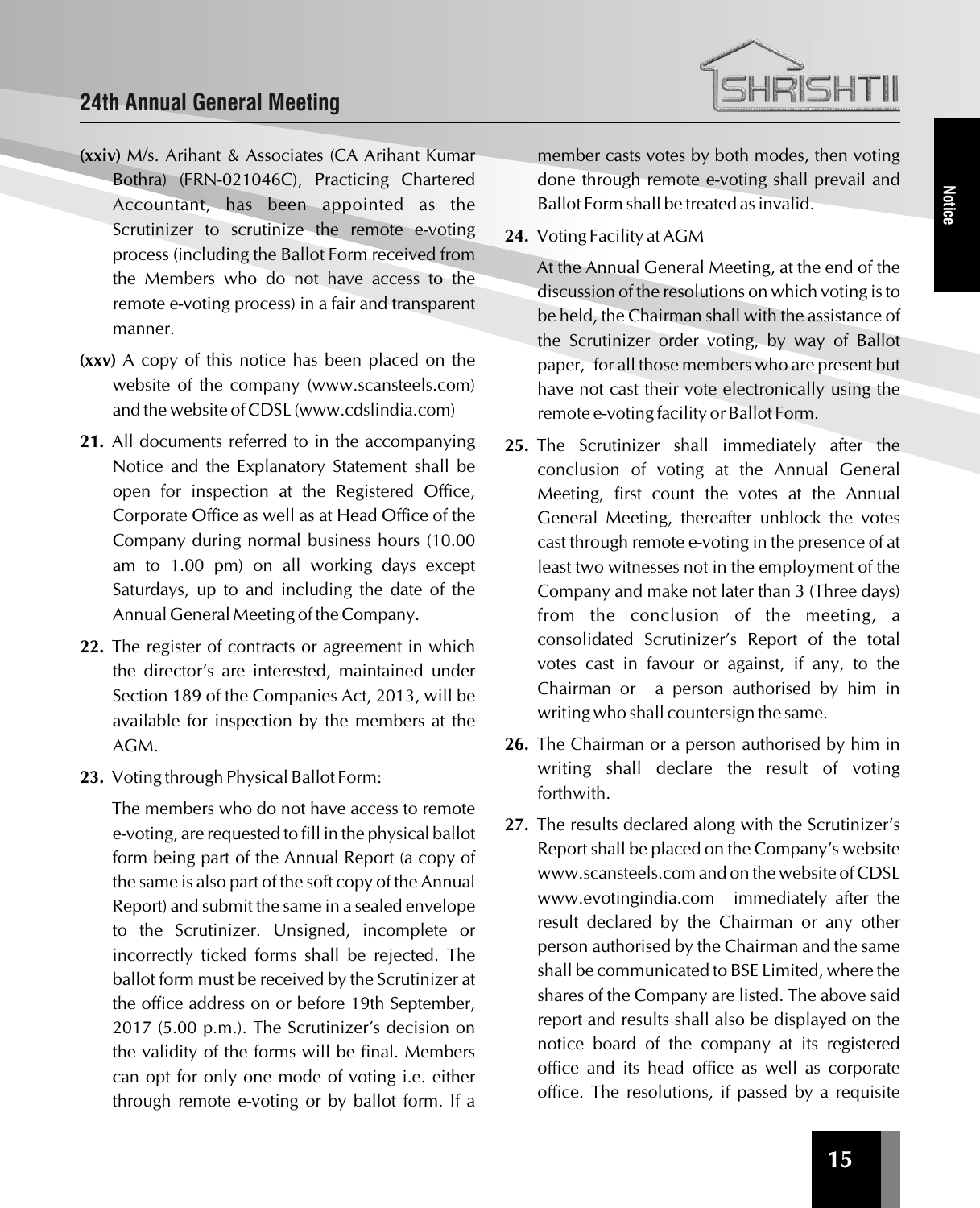**(xxiv)** M/s. Arihant & Associates (CA Arihant Kumar Bothra) (FRN-021046C), Practicing Chartered Accountant, has been appointed as the Scrutinizer to scrutinize the remote e-voting process (including the Ballot Form received from the Members who do not have access to the remote e-voting process) in a fair and transparent manner.

**(xxv)** A copy of this notice has been placed on the website of the company (www.scansteels.com) and the website of CDSL (www.cdslindia.com)

**21.** All documents referred to in the accompanying Notice and the Explanatory Statement shall be open for inspection at the Registered Office, Corporate Office as well as at Head Office of the Company during normal business hours (10.00 am to 1.00 pm) on all working days except Saturdays, up to and including the date of the Annual General Meeting of the Company.

**22.** The register of contracts or agreement in which the director's are interested, maintained under Section 189 of the Companies Act, 2013, will be available for inspection by the members at the AGM.

**23.** Voting through Physical Ballot Form:

The members who do not have access to remote e-voting, are requested to fill in the physical ballot form being part of the Annual Report (a copy of the same is also part of the soft copy of the Annual Report) and submit the same in a sealed envelope to the Scrutinizer. Unsigned, incomplete or incorrectly ticked forms shall be rejected. The ballot form must be received by the Scrutinizer at the office address on or before 19th September, 2017 (5.00 p.m.). The Scrutinizer's decision on the validity of the forms will be final. Members can opt for only one mode of voting i.e. either through remote e-voting or by ballot form. If a member casts votes by both modes, then voting done through remote e-voting shall prevail and Ballot Form shall be treated as invalid.

**24.** Voting Facility at AGM

At the Annual General Meeting, at the end of the discussion of the resolutions on which voting is to be held, the Chairman shall with the assistance of the Scrutinizer order voting, by way of Ballot paper, for all those members who are present but have not cast their vote electronically using the remote e-voting facility or Ballot Form.

**25.** The Scrutinizer shall immediately after the conclusion of voting at the Annual General Meeting, first count the votes at the Annual General Meeting, thereafter unblock the votes cast through remote e-voting in the presence of at least two witnesses not in the employment of the Company and make not later than 3 (Three days) from the conclusion of the meeting, a consolidated Scrutinizer's Report of the total votes cast in favour or against, if any, to the Chairman or a person authorised by him in writing who shall countersign the same.

**26.** The Chairman or a person authorised by him in writing shall declare the result of voting forthwith.

**27.** The results declared along with the Scrutinizer's Report shall be placed on the Company's website www.scansteels.com and on the website of CDSL www.evotingindia.com immediately after the result declared by the Chairman or any other person authorised by the Chairman and the same shall be communicated to BSE Limited, where the shares of the Company are listed. The above said report and results shall also be displayed on the notice board of the company at its registered office and its head office as well as corporate office. The resolutions, if passed by a requisite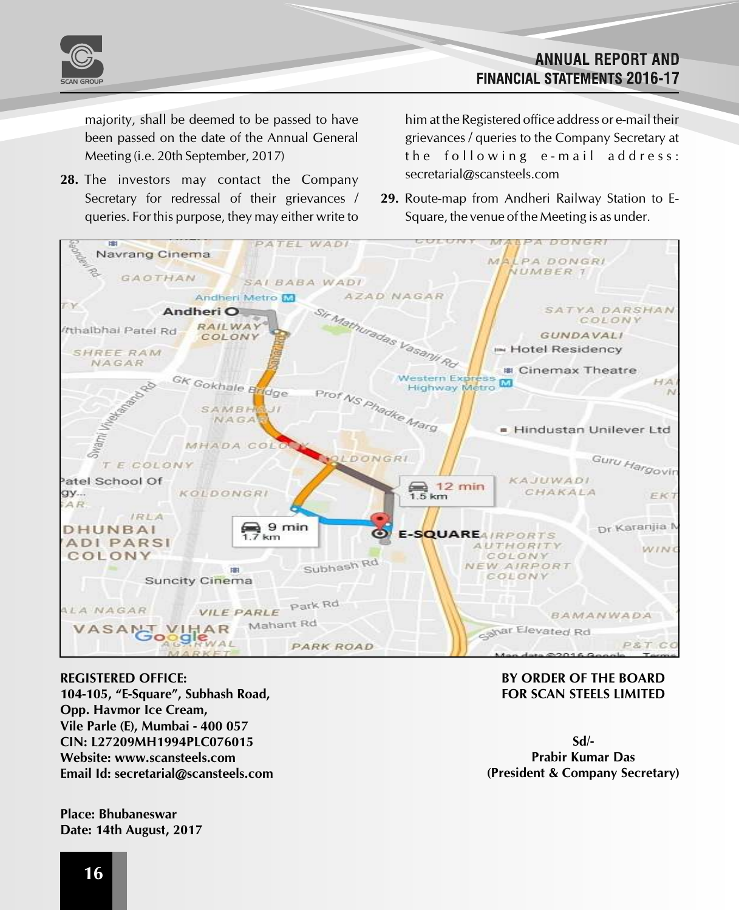majority, shall be deemed to be passed to have been passed on the date of the Annual General Meeting (i.e. 20th September, 2017)

28. The investors may contact the Company Secretary for redressal of their grievances / queries. For this purpose, they may either write to him at the Registered office address or e-mail their grievances / queries to the Company Secretary at the following e-mail address: secretarial@scansteels.com

29. Route-map from Andheri Railway Station to E-Square, the venue of the Meeting is as under.

**REGISTERED OFFICE:**
**104-105, "E-Square", Subhash Road,**
**Opp. Havmor Ice Cream,**
**Vile Parle (E), Mumbai - 400 057**
**CIN: L27209MH1994PLC076015**
**Website: www.scansteels.com**
**Email Id: secretarial@scansteels.com**

**BY ORDER OF THE BOARD**
**FOR SCAN STEELS LIMITED**

**Sd/-**
**Prabir Kumar Das**
**(President & Company Secretary)**

**Place: Bhubaneswar**
**Date: 14th August, 2017**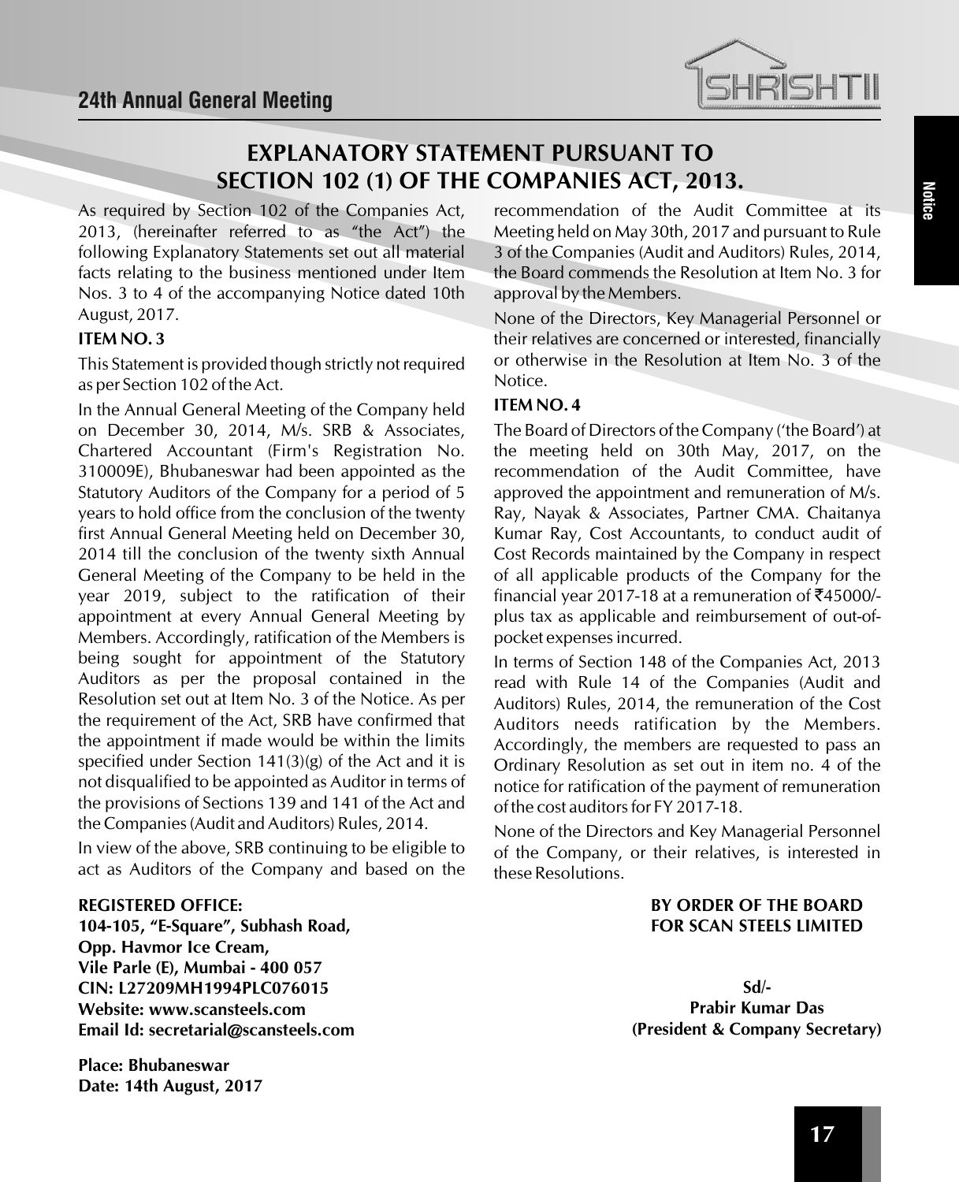# EXPLANATORY STATEMENT PURSUANT TO SECTION 102 (1) OF THE COMPANIES ACT, 2013.

As required by Section 102 of the Companies Act, 2013, (hereinafter referred to as "the Act") the following Explanatory Statements set out all material facts relating to the business mentioned under Item Nos. 3 to 4 of the accompanying Notice dated 10th August, 2017.

**ITEM NO. 3**

This Statement is provided though strictly not required as per Section 102 of the Act.

In the Annual General Meeting of the Company held on December 30, 2014, M/s. SRB & Associates, Chartered Accountant (Firm's Registration No. 310009E), Bhubaneswar had been appointed as the Statutory Auditors of the Company for a period of 5 years to hold office from the conclusion of the twenty first Annual General Meeting held on December 30, 2014 till the conclusion of the twenty sixth Annual General Meeting of the Company to be held in the year 2019, subject to the ratification of their appointment at every Annual General Meeting by Members. Accordingly, ratification of the Members is being sought for appointment of the Statutory Auditors as per the proposal contained in the Resolution set out at Item No. 3 of the Notice. As per the requirement of the Act, SRB have confirmed that the appointment if made would be within the limits specified under Section 141(3)(g) of the Act and it is not disqualified to be appointed as Auditor in terms of the provisions of Sections 139 and 141 of the Act and the Companies (Audit and Auditors) Rules, 2014.

In view of the above, SRB continuing to be eligible to act as Auditors of the Company and based on the recommendation of the Audit Committee at its Meeting held on May 30th, 2017 and pursuant to Rule 3 of the Companies (Audit and Auditors) Rules, 2014, the Board commends the Resolution at Item No. 3 for approval by the Members.

None of the Directors, Key Managerial Personnel or their relatives are concerned or interested, financially or otherwise in the Resolution at Item No. 3 of the Notice.

**ITEM NO. 4**

The Board of Directors of the Company ('the Board') at the meeting held on 30th May, 2017, on the recommendation of the Audit Committee, have approved the appointment and remuneration of M/s. Ray, Nayak & Associates, Partner CMA. Chaitanya Kumar Ray, Cost Accountants, to conduct audit of Cost Records maintained by the Company in respect of all applicable products of the Company for the financial year 2017-18 at a remuneration of ₹45000/- plus tax as applicable and reimbursement of out-of-pocket expenses incurred.

In terms of Section 148 of the Companies Act, 2013 read with Rule 14 of the Companies (Audit and Auditors) Rules, 2014, the remuneration of the Cost Auditors needs ratification by the Members. Accordingly, the members are requested to pass an Ordinary Resolution as set out in item no. 4 of the notice for ratification of the payment of remuneration of the cost auditors for FY 2017-18.

None of the Directors and Key Managerial Personnel of the Company, or their relatives, is interested in these Resolutions.

**REGISTERED OFFICE:**
**104-105, "E-Square", Subhash Road,**
**Opp. Havmor Ice Cream,**
**Vile Parle (E), Mumbai - 400 057**
**CIN: L27209MH1994PLC076015**
**Website: www.scansteels.com**
**Email Id: secretarial@scansteels.com**

**Place: Bhubaneswar**
**Date: 14th August, 2017**

**BY ORDER OF THE BOARD**
**FOR SCAN STEELS LIMITED**

**Sd/-**
**Prabir Kumar Das**
**(President & Company Secretary)**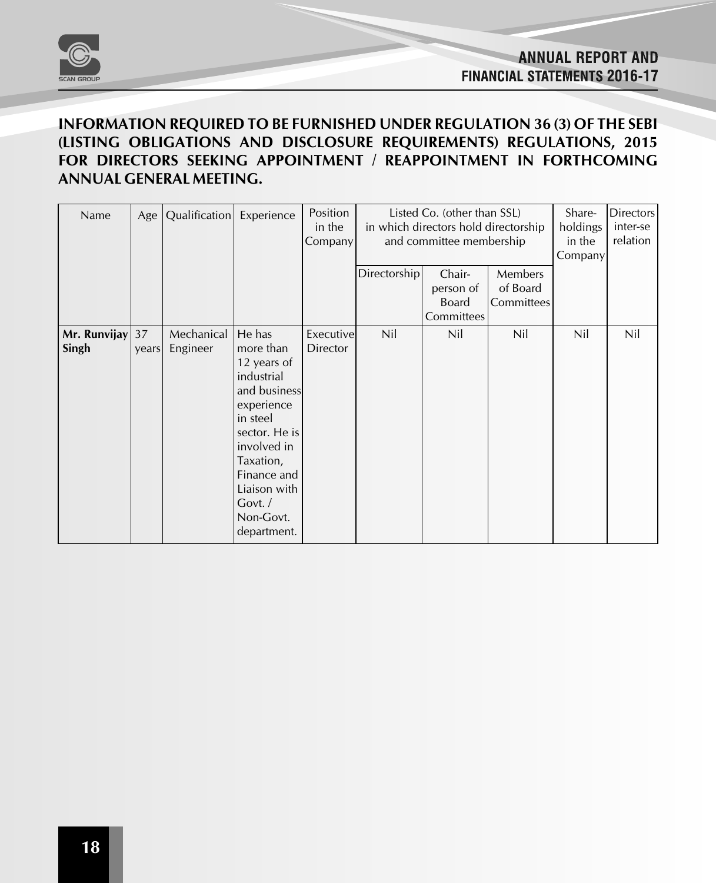## INFORMATION REQUIRED TO BE FURNISHED UNDER REGULATION 36 (3) OF THE SEBI (LISTING OBLIGATIONS AND DISCLOSURE REQUIREMENTS) REGULATIONS, 2015 FOR DIRECTORS SEEKING APPOINTMENT / REAPPOINTMENT IN FORTHCOMING ANNUAL GENERAL MEETING.

| Name | Age | Qualification | Experience | Position in the Company | Listed Co. (other than SSL) in which directors hold directorship and committee membership | | | Share-holdings in the Company | Directors inter-se relation |
|---|---|---|---|---|---|---|---|---|---|
| | | | | | Directorship | Chair-person of Board Committees | Members of Board Committees | | |
| **Mr. Runvijay Singh** | 37 years | Mechanical Engineer | He has more than 12 years of industrial and business experience in steel sector. He is involved in Taxation, Finance and Liaison with Govt. / Non-Govt. department. | Executive Director | Nil | Nil | Nil | Nil | Nil |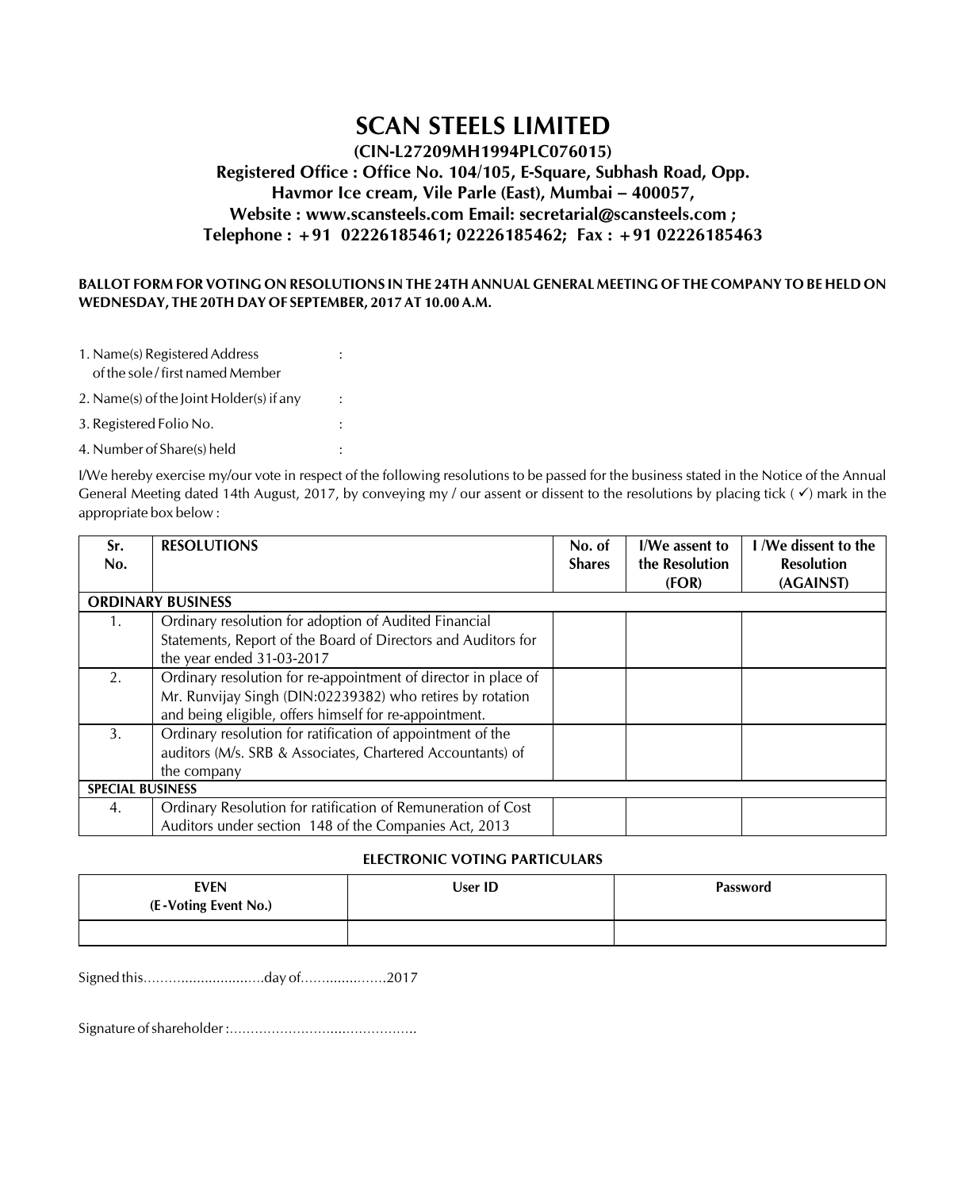# SCAN STEELS LIMITED

**(CIN-L27209MH1994PLC076015)**
**Registered Office : Office No. 104/105, E-Square, Subhash Road, Opp. Havmor Ice cream, Vile Parle (East), Mumbai – 400057,**
**Website : www.scansteels.com Email: secretarial@scansteels.com ;**
**Telephone : +91 02226185461; 02226185462; Fax : +91 02226185463**

**BALLOT FORM FOR VOTING ON RESOLUTIONS IN THE 24TH ANNUAL GENERAL MEETING OF THE COMPANY TO BE HELD ON WEDNESDAY, THE 20TH DAY OF SEPTEMBER, 2017 AT 10.00 A.M.**

1. Name(s) Registered Address of the sole / first named Member :
2. Name(s) of the Joint Holder(s) if any :
3. Registered Folio No. :
4. Number of Share(s) held :

I/We hereby exercise my/our vote in respect of the following resolutions to be passed for the business stated in the Notice of the Annual General Meeting dated 14th August, 2017, by conveying my / our assent or dissent to the resolutions by placing tick ( ✓) mark in the appropriate box below :

| Sr. No. | RESOLUTIONS | No. of Shares | I/We assent to the Resolution (FOR) | I /We dissent to the Resolution (AGAINST) |
|---|---|---|---|---|
| **ORDINARY BUSINESS** | | | | |
| 1. | Ordinary resolution for adoption of Audited Financial Statements, Report of the Board of Directors and Auditors for the year ended 31-03-2017 | | | |
| 2. | Ordinary resolution for re-appointment of director in place of Mr. Runvijay Singh (DIN:02239382) who retires by rotation and being eligible, offers himself for re-appointment. | | | |
| 3. | Ordinary resolution for ratification of appointment of the auditors (M/s. SRB & Associates, Chartered Accountants) of the company | | | |
| **SPECIAL BUSINESS** | | | | |
| 4. | Ordinary Resolution for ratification of Remuneration of Cost Auditors under section 148 of the Companies Act, 2013 | | | |

**ELECTRONIC VOTING PARTICULARS**

| EVEN (E-Voting Event No.) | User ID | Password |
|---|---|---|
| | | |

Signed this..............................day of....................2017

Signature of shareholder :...........................................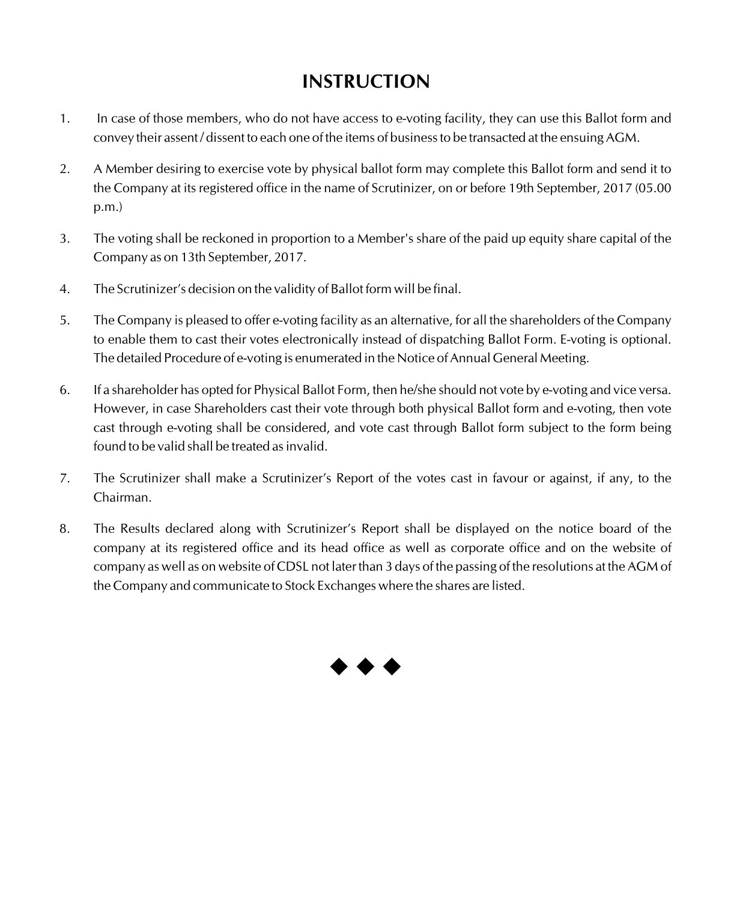# INSTRUCTION

1. In case of those members, who do not have access to e-voting facility, they can use this Ballot form and convey their assent / dissent to each one of the items of business to be transacted at the ensuing AGM.

2. A Member desiring to exercise vote by physical ballot form may complete this Ballot form and send it to the Company at its registered office in the name of Scrutinizer, on or before 19th September, 2017 (05.00 p.m.)

3. The voting shall be reckoned in proportion to a Member's share of the paid up equity share capital of the Company as on 13th September, 2017.

4. The Scrutinizer's decision on the validity of Ballot form will be final.

5. The Company is pleased to offer e-voting facility as an alternative, for all the shareholders of the Company to enable them to cast their votes electronically instead of dispatching Ballot Form. E-voting is optional. The detailed Procedure of e-voting is enumerated in the Notice of Annual General Meeting.

6. If a shareholder has opted for Physical Ballot Form, then he/she should not vote by e-voting and vice versa. However, in case Shareholders cast their vote through both physical Ballot form and e-voting, then vote cast through e-voting shall be considered, and vote cast through Ballot form subject to the form being found to be valid shall be treated as invalid.

7. The Scrutinizer shall make a Scrutinizer's Report of the votes cast in favour or against, if any, to the Chairman.

8. The Results declared along with Scrutinizer's Report shall be displayed on the notice board of the company at its registered office and its head office as well as corporate office and on the website of company as well as on website of CDSL not later than 3 days of the passing of the resolutions at the AGM of the Company and communicate to Stock Exchanges where the shares are listed.

◆ ◆ ◆